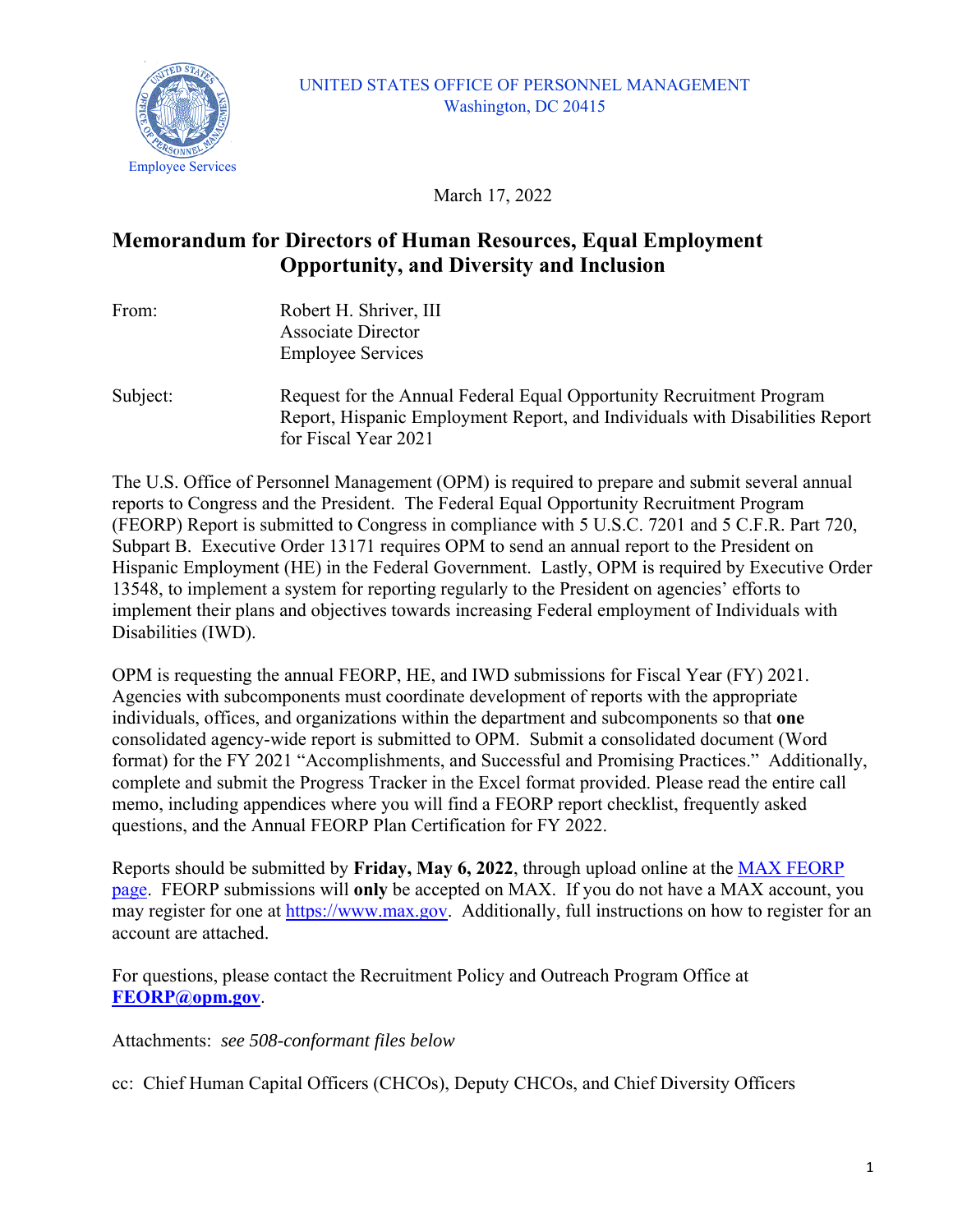UNITED STATES OFFICE OF PERSONNEL MANAGEMENT
Washington, DC 20415

Employee Services

March 17, 2022

## Memorandum for Directors of Human Resources, Equal Employment Opportunity, and Diversity and Inclusion

From: Robert H. Shriver, III
Associate Director
Employee Services

Subject: Request for the Annual Federal Equal Opportunity Recruitment Program Report, Hispanic Employment Report, and Individuals with Disabilities Report for Fiscal Year 2021

The U.S. Office of Personnel Management (OPM) is required to prepare and submit several annual reports to Congress and the President. The Federal Equal Opportunity Recruitment Program (FEORP) Report is submitted to Congress in compliance with 5 U.S.C. 7201 and 5 C.F.R. Part 720, Subpart B. Executive Order 13171 requires OPM to send an annual report to the President on Hispanic Employment (HE) in the Federal Government. Lastly, OPM is required by Executive Order 13548, to implement a system for reporting regularly to the President on agencies' efforts to implement their plans and objectives towards increasing Federal employment of Individuals with Disabilities (IWD).

OPM is requesting the annual FEORP, HE, and IWD submissions for Fiscal Year (FY) 2021. Agencies with subcomponents must coordinate development of reports with the appropriate individuals, offices, and organizations within the department and subcomponents so that **one** consolidated agency-wide report is submitted to OPM. Submit a consolidated document (Word format) for the FY 2021 "Accomplishments, and Successful and Promising Practices." Additionally, complete and submit the Progress Tracker in the Excel format provided. Please read the entire call memo, including appendices where you will find a FEORP report checklist, frequently asked questions, and the Annual FEORP Plan Certification for FY 2022.

Reports should be submitted by **Friday, May 6, 2022**, through upload online at the MAX FEORP page. FEORP submissions will **only** be accepted on MAX. If you do not have a MAX account, you may register for one at https://www.max.gov. Additionally, full instructions on how to register for an account are attached.

For questions, please contact the Recruitment Policy and Outreach Program Office at **FEORP@opm.gov**.

Attachments: *see 508-conformant files below*

cc: Chief Human Capital Officers (CHCOs), Deputy CHCOs, and Chief Diversity Officers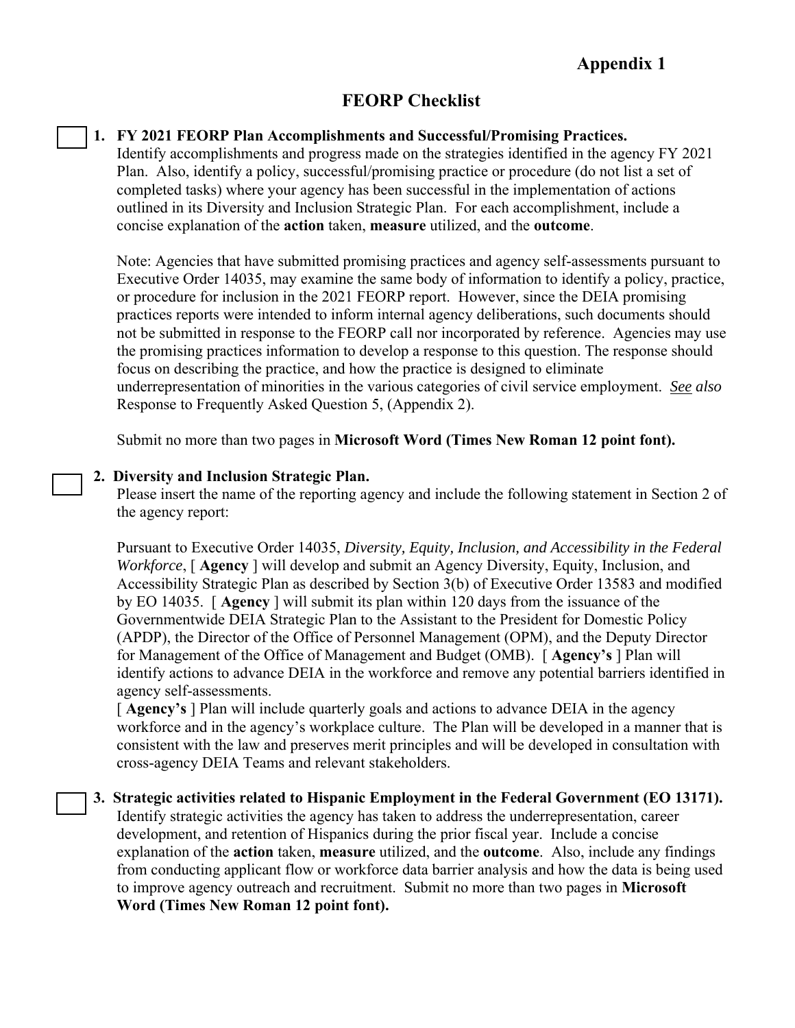**Appendix 1**

# FEORP Checklist

☐ **1. FY 2021 FEORP Plan Accomplishments and Successful/Promising Practices.**
Identify accomplishments and progress made on the strategies identified in the agency FY 2021 Plan. Also, identify a policy, successful/promising practice or procedure (do not list a set of completed tasks) where your agency has been successful in the implementation of actions outlined in its Diversity and Inclusion Strategic Plan. For each accomplishment, include a concise explanation of the **action** taken, **measure** utilized, and the **outcome**.

Note: Agencies that have submitted promising practices and agency self-assessments pursuant to Executive Order 14035, may examine the same body of information to identify a policy, practice, or procedure for inclusion in the 2021 FEORP report. However, since the DEIA promising practices reports were intended to inform internal agency deliberations, such documents should not be submitted in response to the FEORP call nor incorporated by reference. Agencies may use the promising practices information to develop a response to this question. The response should focus on describing the practice, and how the practice is designed to eliminate underrepresentation of minorities in the various categories of civil service employment. *See also* Response to Frequently Asked Question 5, (Appendix 2).

Submit no more than two pages in **Microsoft Word (Times New Roman 12 point font).**

☐ **2. Diversity and Inclusion Strategic Plan.**
Please insert the name of the reporting agency and include the following statement in Section 2 of the agency report:

Pursuant to Executive Order 14035, *Diversity, Equity, Inclusion, and Accessibility in the Federal Workforce*, [ **Agency** ] will develop and submit an Agency Diversity, Equity, Inclusion, and Accessibility Strategic Plan as described by Section 3(b) of Executive Order 13583 and modified by EO 14035. [ **Agency** ] will submit its plan within 120 days from the issuance of the Governmentwide DEIA Strategic Plan to the Assistant to the President for Domestic Policy (APDP), the Director of the Office of Personnel Management (OPM), and the Deputy Director for Management of the Office of Management and Budget (OMB). [ **Agency's** ] Plan will identify actions to advance DEIA in the workforce and remove any potential barriers identified in agency self-assessments.
[ **Agency's** ] Plan will include quarterly goals and actions to advance DEIA in the agency workforce and in the agency's workplace culture. The Plan will be developed in a manner that is consistent with the law and preserves merit principles and will be developed in consultation with cross-agency DEIA Teams and relevant stakeholders.

☐ **3. Strategic activities related to Hispanic Employment in the Federal Government (EO 13171).**
Identify strategic activities the agency has taken to address the underrepresentation, career development, and retention of Hispanics during the prior fiscal year. Include a concise explanation of the **action** taken, **measure** utilized, and the **outcome**. Also, include any findings from conducting applicant flow or workforce data barrier analysis and how the data is being used to improve agency outreach and recruitment. Submit no more than two pages in **Microsoft Word (Times New Roman 12 point font).**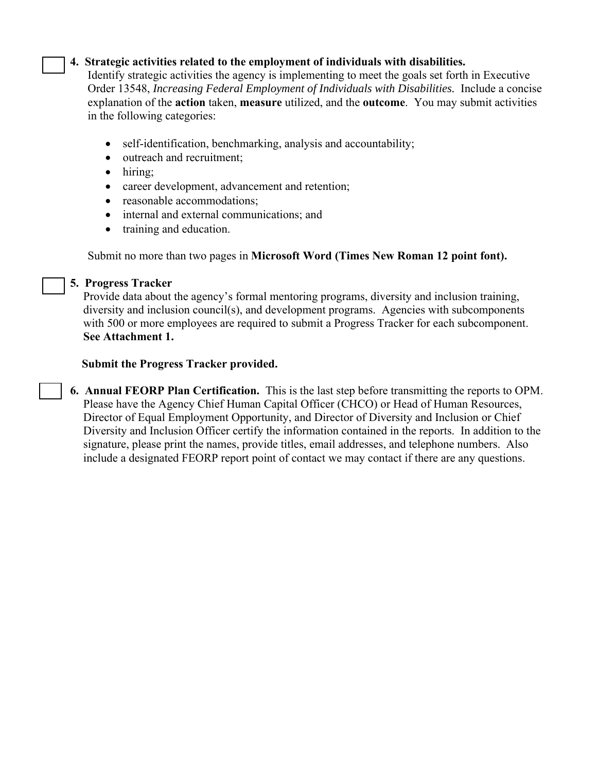☐ **4. Strategic activities related to the employment of individuals with disabilities.**

Identify strategic activities the agency is implementing to meet the goals set forth in Executive Order 13548, *Increasing Federal Employment of Individuals with Disabilities.* Include a concise explanation of the **action** taken, **measure** utilized, and the **outcome**. You may submit activities in the following categories:

- self-identification, benchmarking, analysis and accountability;
- outreach and recruitment;
- hiring;
- career development, advancement and retention;
- reasonable accommodations;
- internal and external communications; and
- training and education.

Submit no more than two pages in **Microsoft Word (Times New Roman 12 point font).**

☐ **5. Progress Tracker**

Provide data about the agency's formal mentoring programs, diversity and inclusion training, diversity and inclusion council(s), and development programs. Agencies with subcomponents with 500 or more employees are required to submit a Progress Tracker for each subcomponent. **See Attachment 1.**

**Submit the Progress Tracker provided.**

☐ **6. Annual FEORP Plan Certification.** This is the last step before transmitting the reports to OPM. Please have the Agency Chief Human Capital Officer (CHCO) or Head of Human Resources, Director of Equal Employment Opportunity, and Director of Diversity and Inclusion or Chief Diversity and Inclusion Officer certify the information contained in the reports. In addition to the signature, please print the names, provide titles, email addresses, and telephone numbers. Also include a designated FEORP report point of contact we may contact if there are any questions.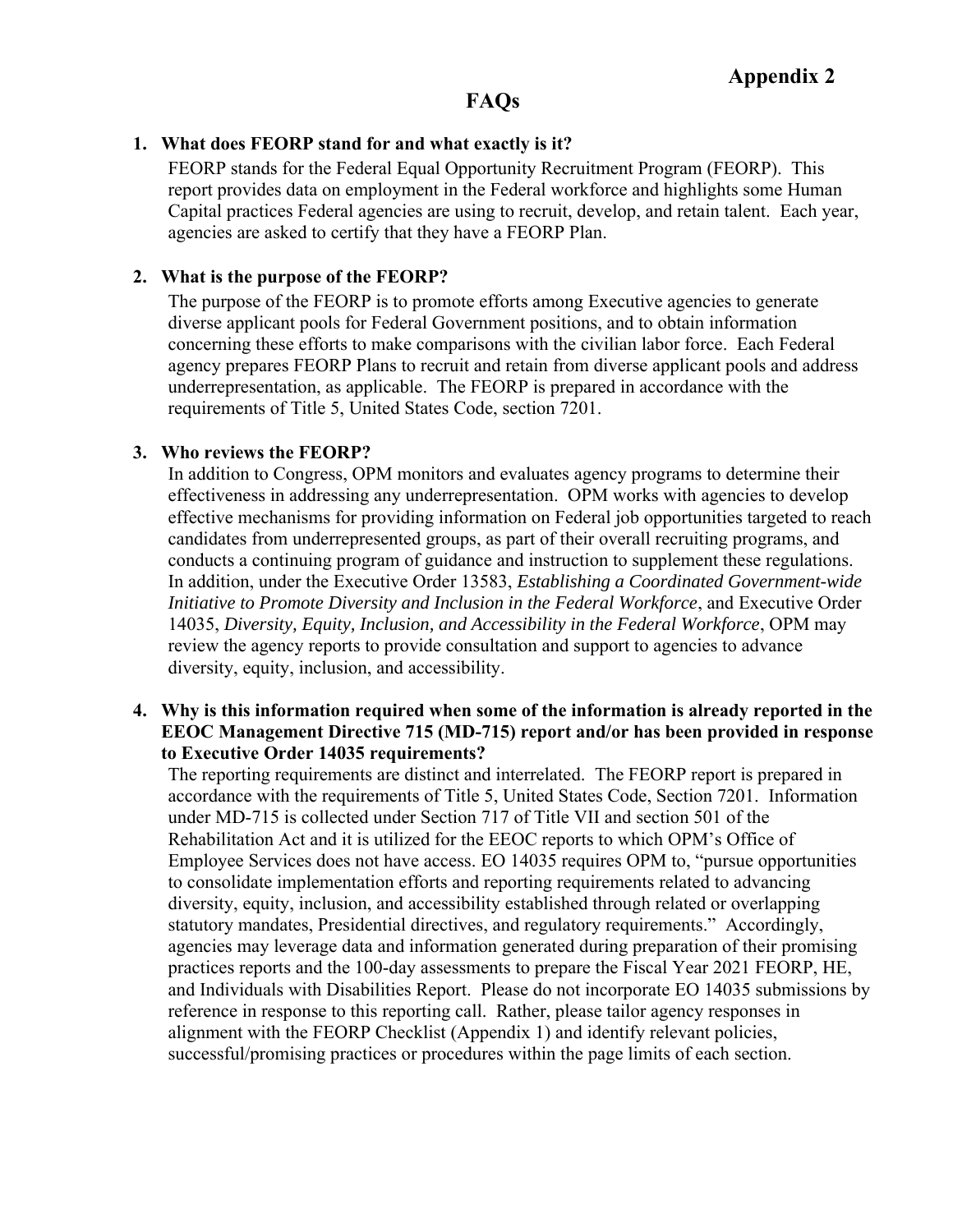**Appendix 2**

# FAQs

1. **What does FEORP stand for and what exactly is it?**

   FEORP stands for the Federal Equal Opportunity Recruitment Program (FEORP). This report provides data on employment in the Federal workforce and highlights some Human Capital practices Federal agencies are using to recruit, develop, and retain talent. Each year, agencies are asked to certify that they have a FEORP Plan.

2. **What is the purpose of the FEORP?**

   The purpose of the FEORP is to promote efforts among Executive agencies to generate diverse applicant pools for Federal Government positions, and to obtain information concerning these efforts to make comparisons with the civilian labor force. Each Federal agency prepares FEORP Plans to recruit and retain from diverse applicant pools and address underrepresentation, as applicable. The FEORP is prepared in accordance with the requirements of Title 5, United States Code, section 7201.

3. **Who reviews the FEORP?**

   In addition to Congress, OPM monitors and evaluates agency programs to determine their effectiveness in addressing any underrepresentation. OPM works with agencies to develop effective mechanisms for providing information on Federal job opportunities targeted to reach candidates from underrepresented groups, as part of their overall recruiting programs, and conducts a continuing program of guidance and instruction to supplement these regulations. In addition, under the Executive Order 13583, *Establishing a Coordinated Government-wide Initiative to Promote Diversity and Inclusion in the Federal Workforce*, and Executive Order 14035, *Diversity, Equity, Inclusion, and Accessibility in the Federal Workforce*, OPM may review the agency reports to provide consultation and support to agencies to advance diversity, equity, inclusion, and accessibility.

4. **Why is this information required when some of the information is already reported in the EEOC Management Directive 715 (MD-715) report and/or has been provided in response to Executive Order 14035 requirements?**

   The reporting requirements are distinct and interrelated. The FEORP report is prepared in accordance with the requirements of Title 5, United States Code, Section 7201. Information under MD-715 is collected under Section 717 of Title VII and section 501 of the Rehabilitation Act and it is utilized for the EEOC reports to which OPM's Office of Employee Services does not have access. EO 14035 requires OPM to, "pursue opportunities to consolidate implementation efforts and reporting requirements related to advancing diversity, equity, inclusion, and accessibility established through related or overlapping statutory mandates, Presidential directives, and regulatory requirements." Accordingly, agencies may leverage data and information generated during preparation of their promising practices reports and the 100-day assessments to prepare the Fiscal Year 2021 FEORP, HE, and Individuals with Disabilities Report. Please do not incorporate EO 14035 submissions by reference in response to this reporting call. Rather, please tailor agency responses in alignment with the FEORP Checklist (Appendix 1) and identify relevant policies, successful/promising practices or procedures within the page limits of each section.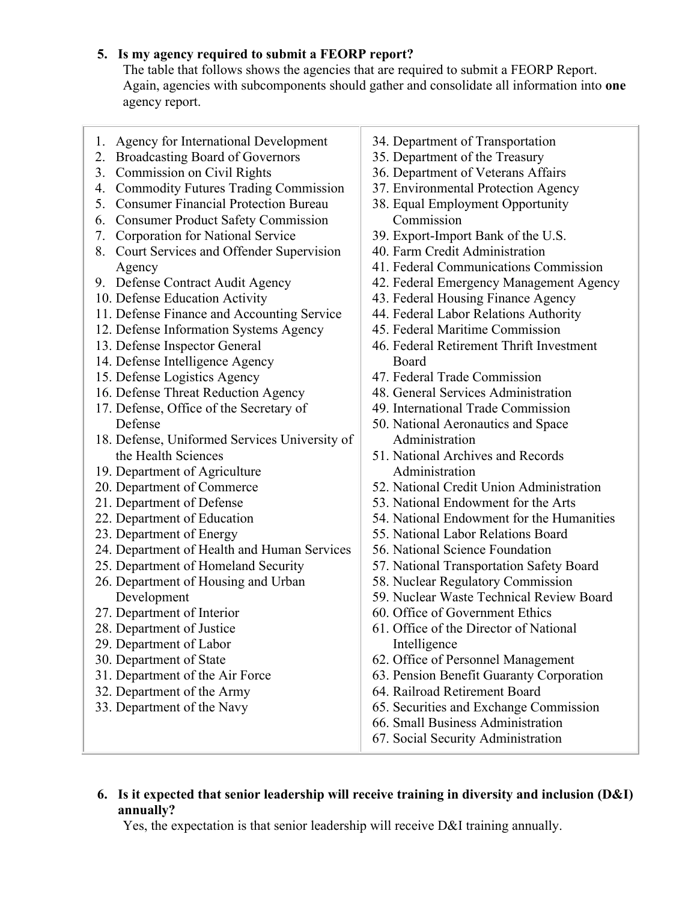5. **Is my agency required to submit a FEORP report?**
   The table that follows shows the agencies that are required to submit a FEORP Report. Again, agencies with subcomponents should gather and consolidate all information into **one** agency report.

1. Agency for International Development
2. Broadcasting Board of Governors
3. Commission on Civil Rights
4. Commodity Futures Trading Commission
5. Consumer Financial Protection Bureau
6. Consumer Product Safety Commission
7. Corporation for National Service
8. Court Services and Offender Supervision Agency
9. Defense Contract Audit Agency
10. Defense Education Activity
11. Defense Finance and Accounting Service
12. Defense Information Systems Agency
13. Defense Inspector General
14. Defense Intelligence Agency
15. Defense Logistics Agency
16. Defense Threat Reduction Agency
17. Defense, Office of the Secretary of Defense
18. Defense, Uniformed Services University of the Health Sciences
19. Department of Agriculture
20. Department of Commerce
21. Department of Defense
22. Department of Education
23. Department of Energy
24. Department of Health and Human Services
25. Department of Homeland Security
26. Department of Housing and Urban Development
27. Department of Interior
28. Department of Justice
29. Department of Labor
30. Department of State
31. Department of the Air Force
32. Department of the Army
33. Department of the Navy
34. Department of Transportation
35. Department of the Treasury
36. Department of Veterans Affairs
37. Environmental Protection Agency
38. Equal Employment Opportunity Commission
39. Export-Import Bank of the U.S.
40. Farm Credit Administration
41. Federal Communications Commission
42. Federal Emergency Management Agency
43. Federal Housing Finance Agency
44. Federal Labor Relations Authority
45. Federal Maritime Commission
46. Federal Retirement Thrift Investment Board
47. Federal Trade Commission
48. General Services Administration
49. International Trade Commission
50. National Aeronautics and Space Administration
51. National Archives and Records Administration
52. National Credit Union Administration
53. National Endowment for the Arts
54. National Endowment for the Humanities
55. National Labor Relations Board
56. National Science Foundation
57. National Transportation Safety Board
58. Nuclear Regulatory Commission
59. Nuclear Waste Technical Review Board
60. Office of Government Ethics
61. Office of the Director of National Intelligence
62. Office of Personnel Management
63. Pension Benefit Guaranty Corporation
64. Railroad Retirement Board
65. Securities and Exchange Commission
66. Small Business Administration
67. Social Security Administration

6. **Is it expected that senior leadership will receive training in diversity and inclusion (D&I) annually?**
   Yes, the expectation is that senior leadership will receive D&I training annually.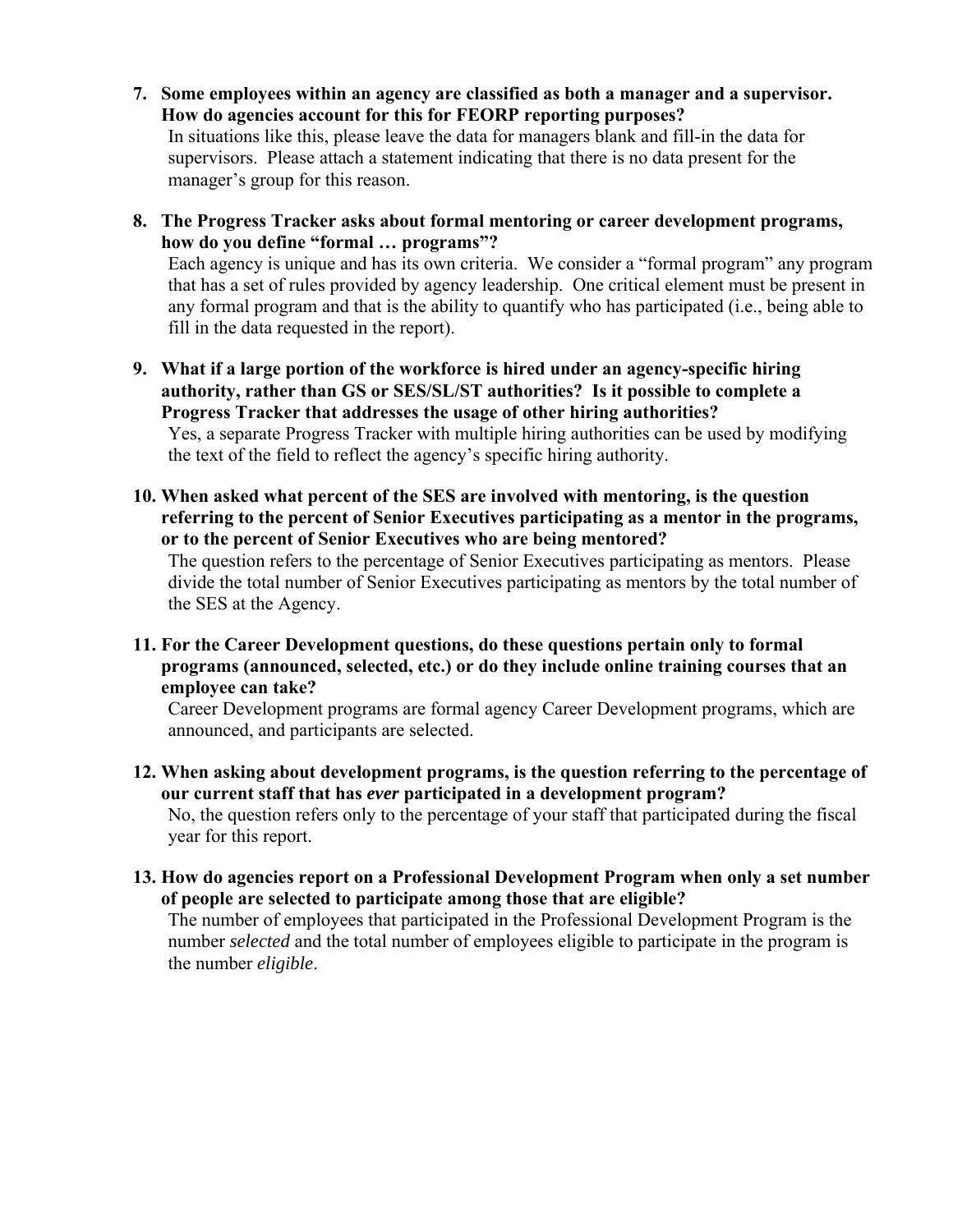7. **Some employees within an agency are classified as both a manager and a supervisor. How do agencies account for this for FEORP reporting purposes?**
   In situations like this, please leave the data for managers blank and fill-in the data for supervisors. Please attach a statement indicating that there is no data present for the manager's group for this reason.

8. **The Progress Tracker asks about formal mentoring or career development programs, how do you define "formal … programs"?**
   Each agency is unique and has its own criteria. We consider a "formal program" any program that has a set of rules provided by agency leadership. One critical element must be present in any formal program and that is the ability to quantify who has participated (i.e., being able to fill in the data requested in the report).

9. **What if a large portion of the workforce is hired under an agency-specific hiring authority, rather than GS or SES/SL/ST authorities? Is it possible to complete a Progress Tracker that addresses the usage of other hiring authorities?**
   Yes, a separate Progress Tracker with multiple hiring authorities can be used by modifying the text of the field to reflect the agency's specific hiring authority.

10. **When asked what percent of the SES are involved with mentoring, is the question referring to the percent of Senior Executives participating as a mentor in the programs, or to the percent of Senior Executives who are being mentored?**
    The question refers to the percentage of Senior Executives participating as mentors. Please divide the total number of Senior Executives participating as mentors by the total number of the SES at the Agency.

11. **For the Career Development questions, do these questions pertain only to formal programs (announced, selected, etc.) or do they include online training courses that an employee can take?**
    Career Development programs are formal agency Career Development programs, which are announced, and participants are selected.

12. **When asking about development programs, is the question referring to the percentage of our current staff that has *ever* participated in a development program?**
    No, the question refers only to the percentage of your staff that participated during the fiscal year for this report.

13. **How do agencies report on a Professional Development Program when only a set number of people are selected to participate among those that are eligible?**
    The number of employees that participated in the Professional Development Program is the number *selected* and the total number of employees eligible to participate in the program is the number *eligible*.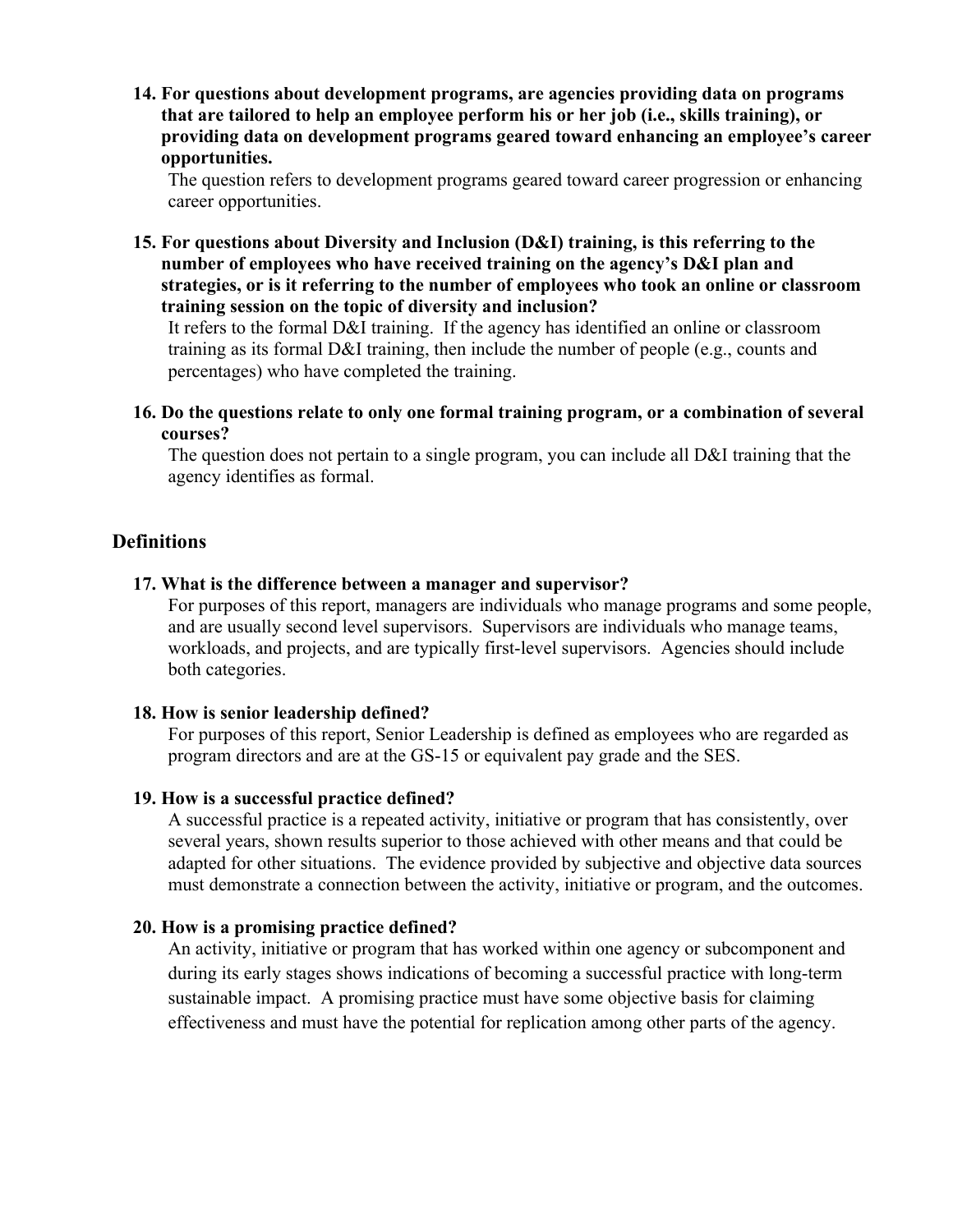14. **For questions about development programs, are agencies providing data on programs that are tailored to help an employee perform his or her job (i.e., skills training), or providing data on development programs geared toward enhancing an employee's career opportunities.**

    The question refers to development programs geared toward career progression or enhancing career opportunities.

15. **For questions about Diversity and Inclusion (D&I) training, is this referring to the number of employees who have received training on the agency's D&I plan and strategies, or is it referring to the number of employees who took an online or classroom training session on the topic of diversity and inclusion?**

    It refers to the formal D&I training. If the agency has identified an online or classroom training as its formal D&I training, then include the number of people (e.g., counts and percentages) who have completed the training.

16. **Do the questions relate to only one formal training program, or a combination of several courses?**

    The question does not pertain to a single program, you can include all D&I training that the agency identifies as formal.

## Definitions

17. **What is the difference between a manager and supervisor?**

    For purposes of this report, managers are individuals who manage programs and some people, and are usually second level supervisors. Supervisors are individuals who manage teams, workloads, and projects, and are typically first-level supervisors. Agencies should include both categories.

18. **How is senior leadership defined?**

    For purposes of this report, Senior Leadership is defined as employees who are regarded as program directors and are at the GS-15 or equivalent pay grade and the SES.

19. **How is a successful practice defined?**

    A successful practice is a repeated activity, initiative or program that has consistently, over several years, shown results superior to those achieved with other means and that could be adapted for other situations. The evidence provided by subjective and objective data sources must demonstrate a connection between the activity, initiative or program, and the outcomes.

20. **How is a promising practice defined?**

    An activity, initiative or program that has worked within one agency or subcomponent and during its early stages shows indications of becoming a successful practice with long-term sustainable impact. A promising practice must have some objective basis for claiming effectiveness and must have the potential for replication among other parts of the agency.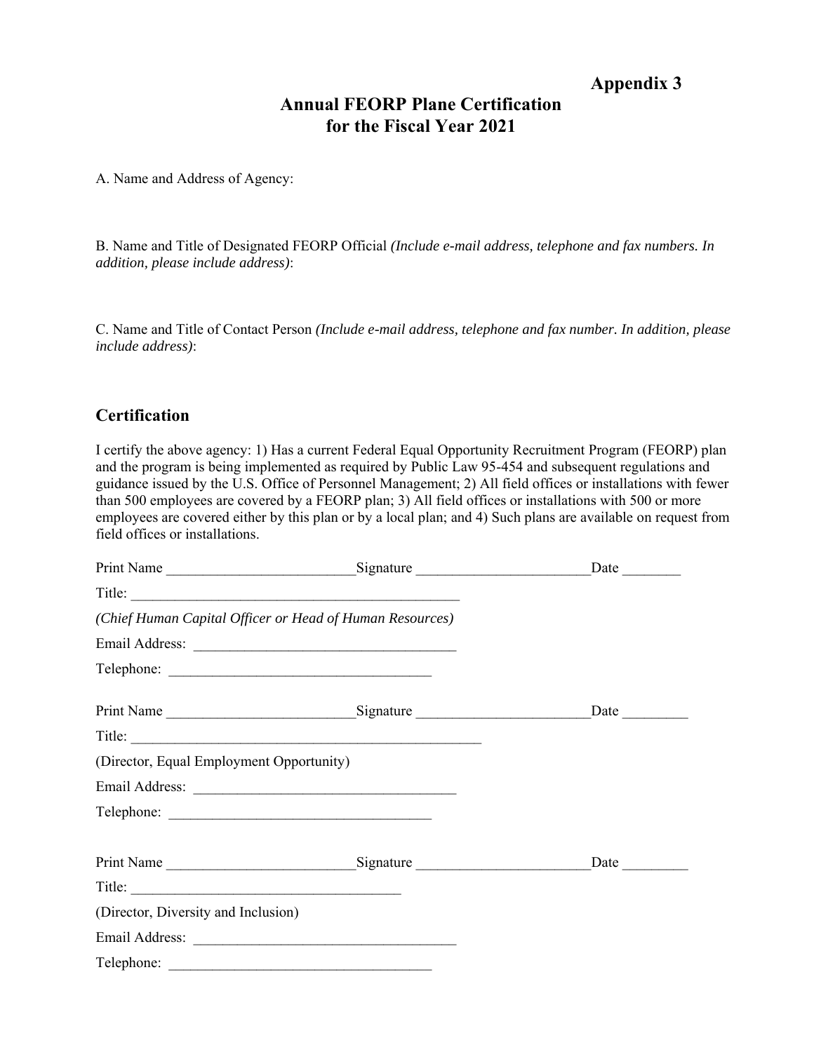**Appendix 3**

# Annual FEORP Plane Certification for the Fiscal Year 2021

A. Name and Address of Agency:

B. Name and Title of Designated FEORP Official *(Include e-mail address, telephone and fax numbers. In addition, please include address)*:

C. Name and Title of Contact Person *(Include e-mail address, telephone and fax number. In addition, please include address)*:

## Certification

I certify the above agency: 1) Has a current Federal Equal Opportunity Recruitment Program (FEORP) plan and the program is being implemented as required by Public Law 95-454 and subsequent regulations and guidance issued by the U.S. Office of Personnel Management; 2) All field offices or installations with fewer than 500 employees are covered by a FEORP plan; 3) All field offices or installations with 500 or more employees are covered either by this plan or by a local plan; and 4) Such plans are available on request from field offices or installations.

Print Name __________________________Signature ________________________Date ________

Title: ______________________________________________

*(Chief Human Capital Officer or Head of Human Resources)*

Email Address: ____________________________________

Telephone: ____________________________________

Print Name __________________________Signature ________________________Date _________

Title: _________________________________________________

(Director, Equal Employment Opportunity)

Email Address: ____________________________________

Telephone: ____________________________________

Print Name __________________________Signature ________________________Date _________

Title: ______________________________________

(Director, Diversity and Inclusion)

Email Address: ____________________________________

Telephone: ____________________________________